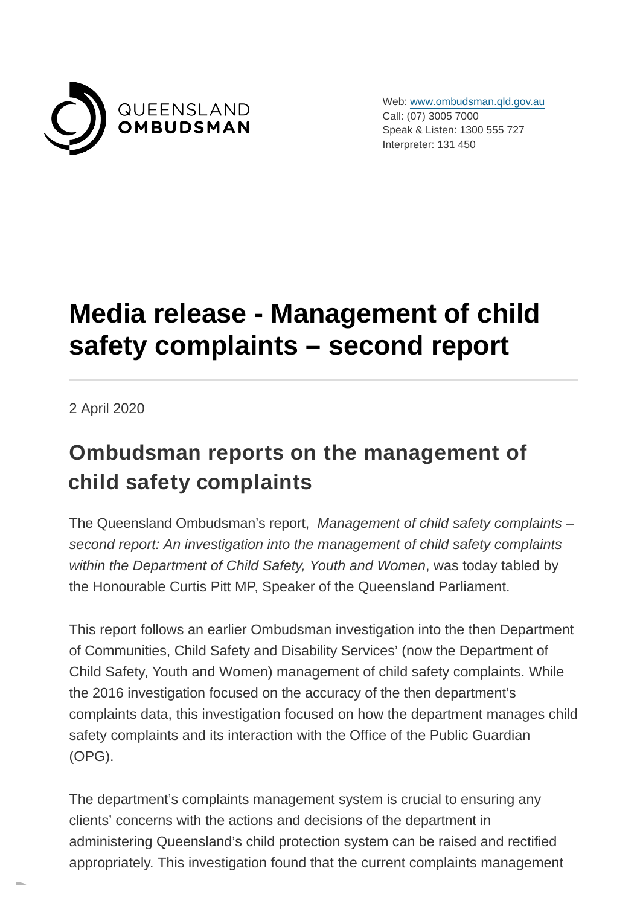QUEENSLAND **OMBUDSMAN**

Web: [www.ombudsman.qld.gov.au](http://www.ombudsman.qld.gov.au)
Call: (07) 3005 7000
Speak & Listen: 1300 555 727
Interpreter: 131 450

# Media release - Management of child safety complaints – second report

2 April 2020

## Ombudsman reports on the management of child safety complaints

The Queensland Ombudsman's report, *Management of child safety complaints – second report: An investigation into the management of child safety complaints within the Department of Child Safety, Youth and Women*, was today tabled by the Honourable Curtis Pitt MP, Speaker of the Queensland Parliament.

This report follows an earlier Ombudsman investigation into the then Department of Communities, Child Safety and Disability Services' (now the Department of Child Safety, Youth and Women) management of child safety complaints. While the 2016 investigation focused on the accuracy of the then department's complaints data, this investigation focused on how the department manages child safety complaints and its interaction with the Office of the Public Guardian (OPG).

The department's complaints management system is crucial to ensuring any clients' concerns with the actions and decisions of the department in administering Queensland's child protection system can be raised and rectified appropriately. This investigation found that the current complaints management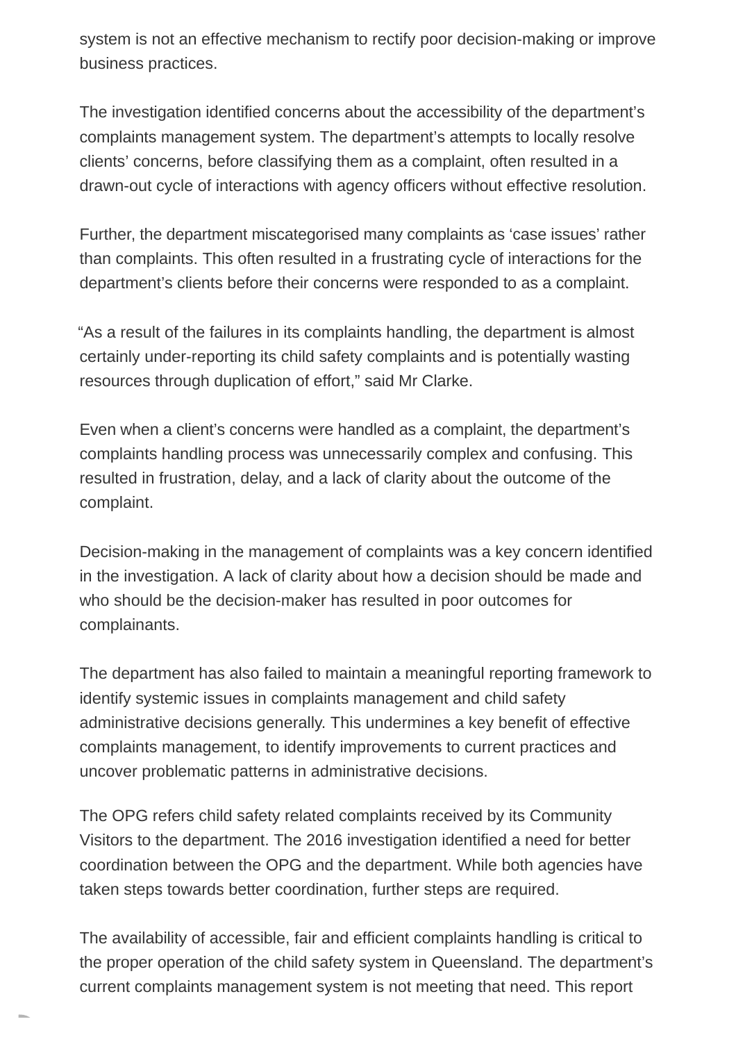system is not an effective mechanism to rectify poor decision-making or improve business practices.

The investigation identified concerns about the accessibility of the department's complaints management system. The department's attempts to locally resolve clients' concerns, before classifying them as a complaint, often resulted in a drawn-out cycle of interactions with agency officers without effective resolution.

Further, the department miscategorised many complaints as 'case issues' rather than complaints. This often resulted in a frustrating cycle of interactions for the department's clients before their concerns were responded to as a complaint.

"As a result of the failures in its complaints handling, the department is almost certainly under-reporting its child safety complaints and is potentially wasting resources through duplication of effort," said Mr Clarke.

Even when a client's concerns were handled as a complaint, the department's complaints handling process was unnecessarily complex and confusing. This resulted in frustration, delay, and a lack of clarity about the outcome of the complaint.

Decision-making in the management of complaints was a key concern identified in the investigation. A lack of clarity about how a decision should be made and who should be the decision-maker has resulted in poor outcomes for complainants.

The department has also failed to maintain a meaningful reporting framework to identify systemic issues in complaints management and child safety administrative decisions generally. This undermines a key benefit of effective complaints management, to identify improvements to current practices and uncover problematic patterns in administrative decisions.

The OPG refers child safety related complaints received by its Community Visitors to the department. The 2016 investigation identified a need for better coordination between the OPG and the department. While both agencies have taken steps towards better coordination, further steps are required.

The availability of accessible, fair and efficient complaints handling is critical to the proper operation of the child safety system in Queensland. The department's current complaints management system is not meeting that need. This report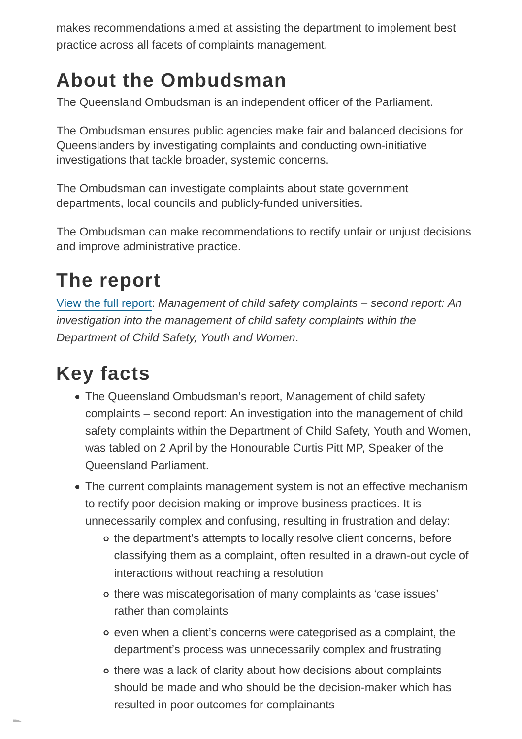makes recommendations aimed at assisting the department to implement best practice across all facets of complaints management.

## About the Ombudsman

The Queensland Ombudsman is an independent officer of the Parliament.

The Ombudsman ensures public agencies make fair and balanced decisions for Queenslanders by investigating complaints and conducting own-initiative investigations that tackle broader, systemic concerns.

The Ombudsman can investigate complaints about state government departments, local councils and publicly-funded universities.

The Ombudsman can make recommendations to rectify unfair or unjust decisions and improve administrative practice.

## The report

View the full report: *Management of child safety complaints – second report: An investigation into the management of child safety complaints within the Department of Child Safety, Youth and Women*.

## Key facts

- The Queensland Ombudsman's report, Management of child safety complaints – second report: An investigation into the management of child safety complaints within the Department of Child Safety, Youth and Women, was tabled on 2 April by the Honourable Curtis Pitt MP, Speaker of the Queensland Parliament.
- The current complaints management system is not an effective mechanism to rectify poor decision making or improve business practices. It is unnecessarily complex and confusing, resulting in frustration and delay:
  - the department's attempts to locally resolve client concerns, before classifying them as a complaint, often resulted in a drawn-out cycle of interactions without reaching a resolution
  - there was miscategorisation of many complaints as 'case issues' rather than complaints
  - even when a client's concerns were categorised as a complaint, the department's process was unnecessarily complex and frustrating
  - there was a lack of clarity about how decisions about complaints should be made and who should be the decision-maker which has resulted in poor outcomes for complainants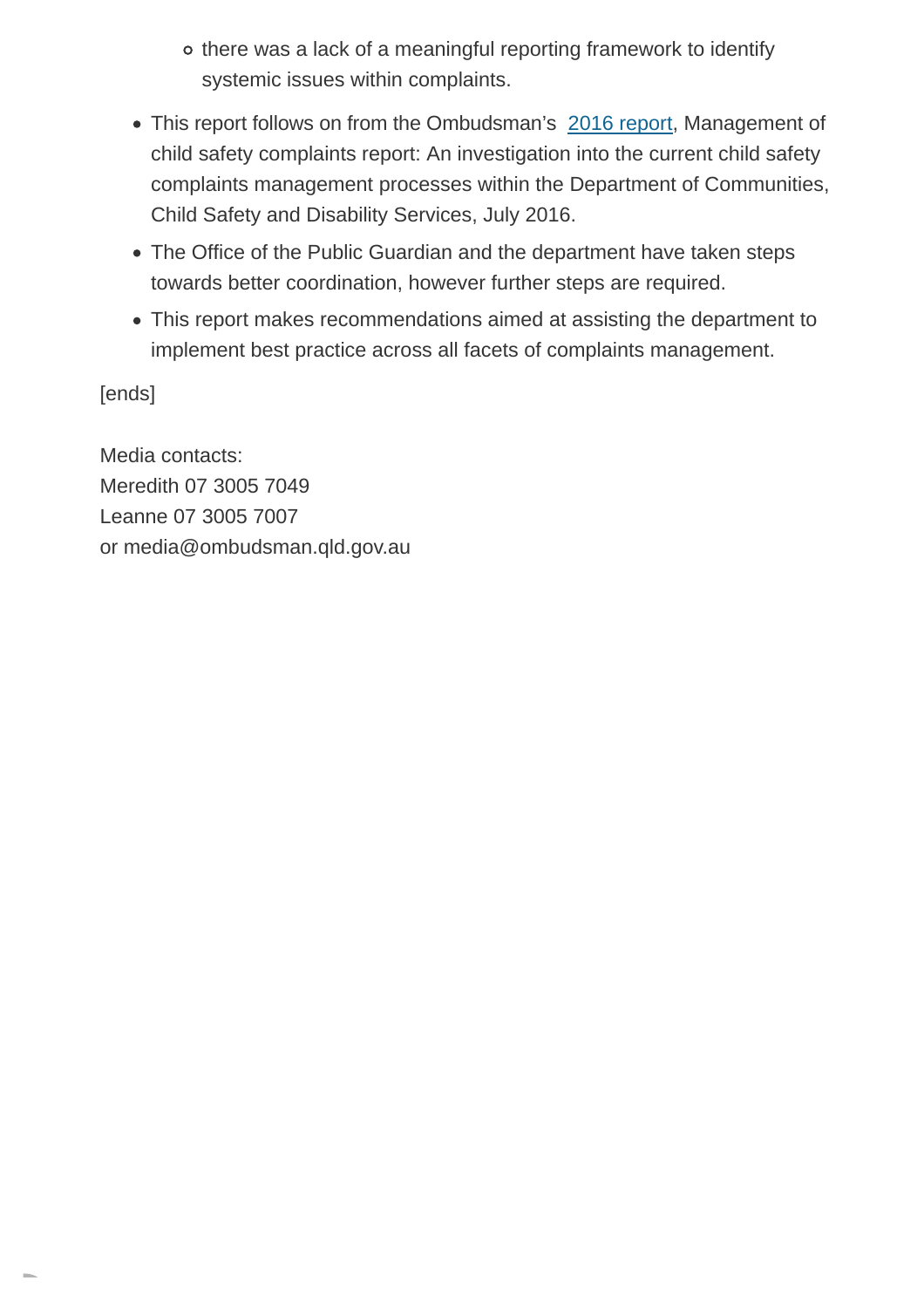- there was a lack of a meaningful reporting framework to identify systemic issues within complaints.
- This report follows on from the Ombudsman's 2016 report, Management of child safety complaints report: An investigation into the current child safety complaints management processes within the Department of Communities, Child Safety and Disability Services, July 2016.
- The Office of the Public Guardian and the department have taken steps towards better coordination, however further steps are required.
- This report makes recommendations aimed at assisting the department to implement best practice across all facets of complaints management.

[ends]

Media contacts:
Meredith 07 3005 7049
Leanne 07 3005 7007
or media@ombudsman.qld.gov.au